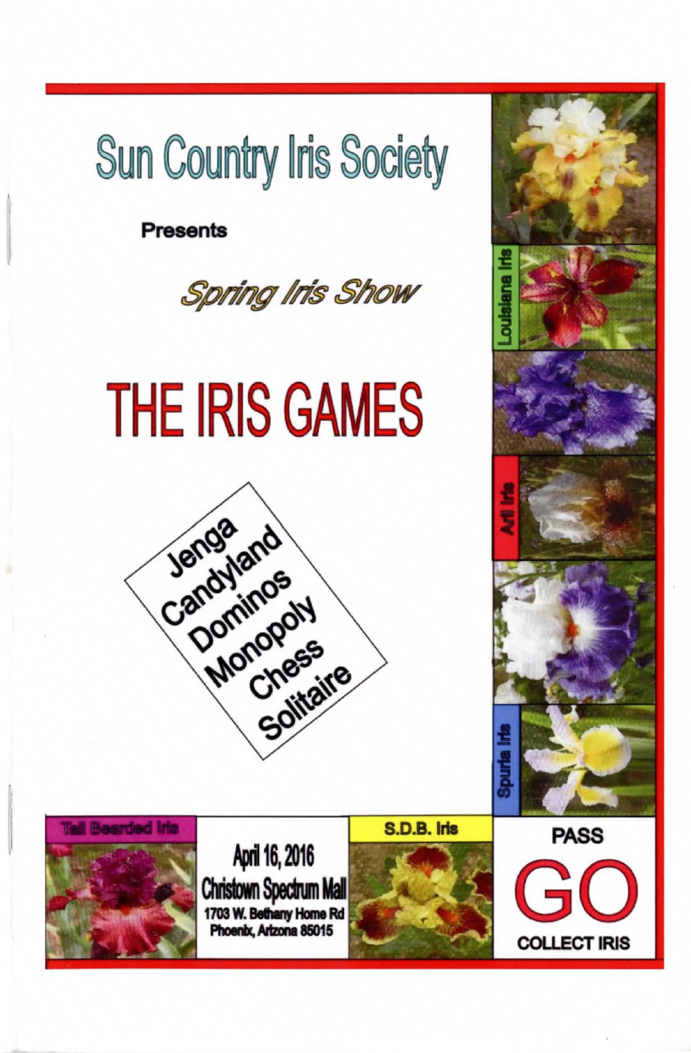# Sun Country Iris Society

**Presents**

*Spring Iris Show*

# THE IRIS GAMES

Jenga
Candyland
Dominos
Monopoly
Chess
Solitaire

Louisiana Iris

Aril Iris

Spuria Iris

Tall Bearded Iris

April 16, 2016
Christown Spectrum Mall
1703 W. Bethany Home Rd
Phoenix, Arizona 85015

S.D.B. Iris

PASS
GO
COLLECT IRIS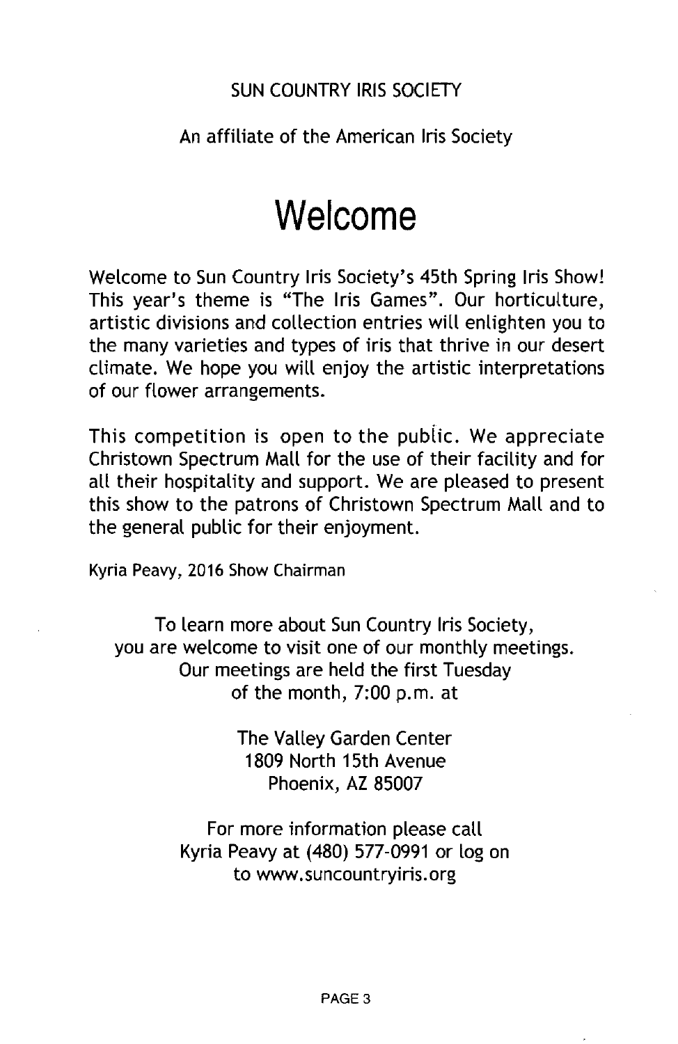SUN COUNTRY IRIS SOCIETY

An affiliate of the American Iris Society

# Welcome

Welcome to Sun Country Iris Society's 45th Spring Iris Show! This year's theme is "The Iris Games". Our horticulture, artistic divisions and collection entries will enlighten you to the many varieties and types of iris that thrive in our desert climate. We hope you will enjoy the artistic interpretations of our flower arrangements.

This competition is open to the public. We appreciate Christown Spectrum Mall for the use of their facility and for all their hospitality and support. We are pleased to present this show to the patrons of Christown Spectrum Mall and to the general public for their enjoyment.

Kyria Peavy, 2016 Show Chairman

To learn more about Sun Country Iris Society, you are welcome to visit one of our monthly meetings. Our meetings are held the first Tuesday of the month, 7:00 p.m. at

The Valley Garden Center
1809 North 15th Avenue
Phoenix, AZ 85007

For more information please call Kyria Peavy at (480) 577-0991 or log on to www.suncountryiris.org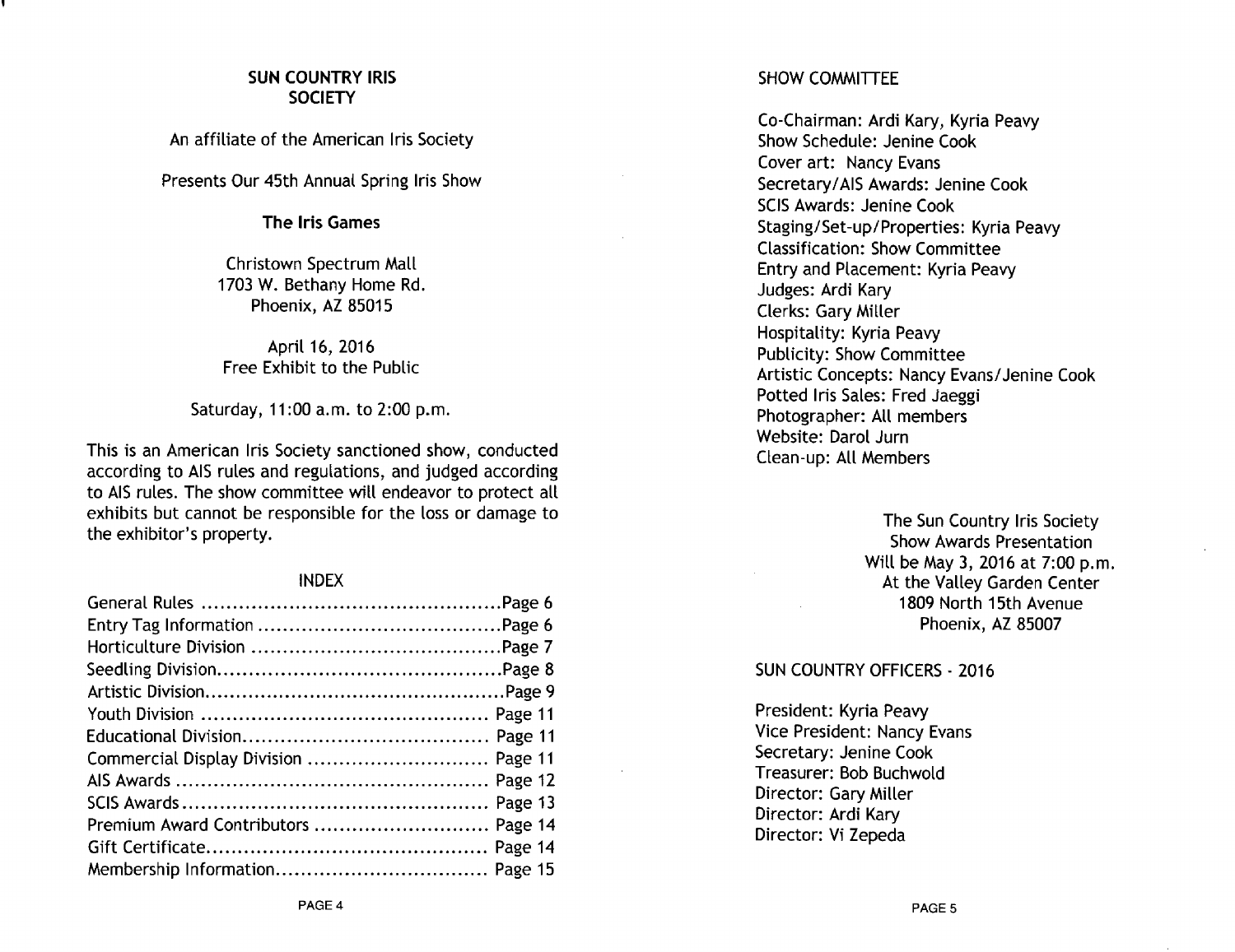# SUN COUNTRY IRIS SOCIETY

An affiliate of the American Iris Society

Presents Our 45th Annual Spring Iris Show

**The Iris Games**

Christown Spectrum Mall
1703 W. Bethany Home Rd.
Phoenix, AZ 85015

April 16, 2016
Free Exhibit to the Public

Saturday, 11:00 a.m. to 2:00 p.m.

This is an American Iris Society sanctioned show, conducted according to AIS rules and regulations, and judged according to AIS rules. The show committee will endeavor to protect all exhibits but cannot be responsible for the loss or damage to the exhibitor's property.

## INDEX

| | |
|---|---|
| General Rules | Page 6 |
| Entry Tag Information | Page 6 |
| Horticulture Division | Page 7 |
| Seedling Division | Page 8 |
| Artistic Division | Page 9 |
| Youth Division | Page 11 |
| Educational Division | Page 11 |
| Commercial Display Division | Page 11 |
| AIS Awards | Page 12 |
| SCIS Awards | Page 13 |
| Premium Award Contributors | Page 14 |
| Gift Certificate | Page 14 |
| Membership Information | Page 15 |

## SHOW COMMITTEE

Co-Chairman: Ardi Kary, Kyria Peavy
Show Schedule: Jenine Cook
Cover art: Nancy Evans
Secretary/AIS Awards: Jenine Cook
SCIS Awards: Jenine Cook
Staging/Set-up/Properties: Kyria Peavy
Classification: Show Committee
Entry and Placement: Kyria Peavy
Judges: Ardi Kary
Clerks: Gary Miller
Hospitality: Kyria Peavy
Publicity: Show Committee
Artistic Concepts: Nancy Evans/Jenine Cook
Potted Iris Sales: Fred Jaeggi
Photographer: All members
Website: Darol Jurn
Clean-up: All Members

The Sun Country Iris Society
Show Awards Presentation
Will be May 3, 2016 at 7:00 p.m.
At the Valley Garden Center
1809 North 15th Avenue
Phoenix, AZ 85007

## SUN COUNTRY OFFICERS - 2016

President: Kyria Peavy
Vice President: Nancy Evans
Secretary: Jenine Cook
Treasurer: Bob Buchwold
Director: Gary Miller
Director: Ardi Kary
Director: Vi Zepeda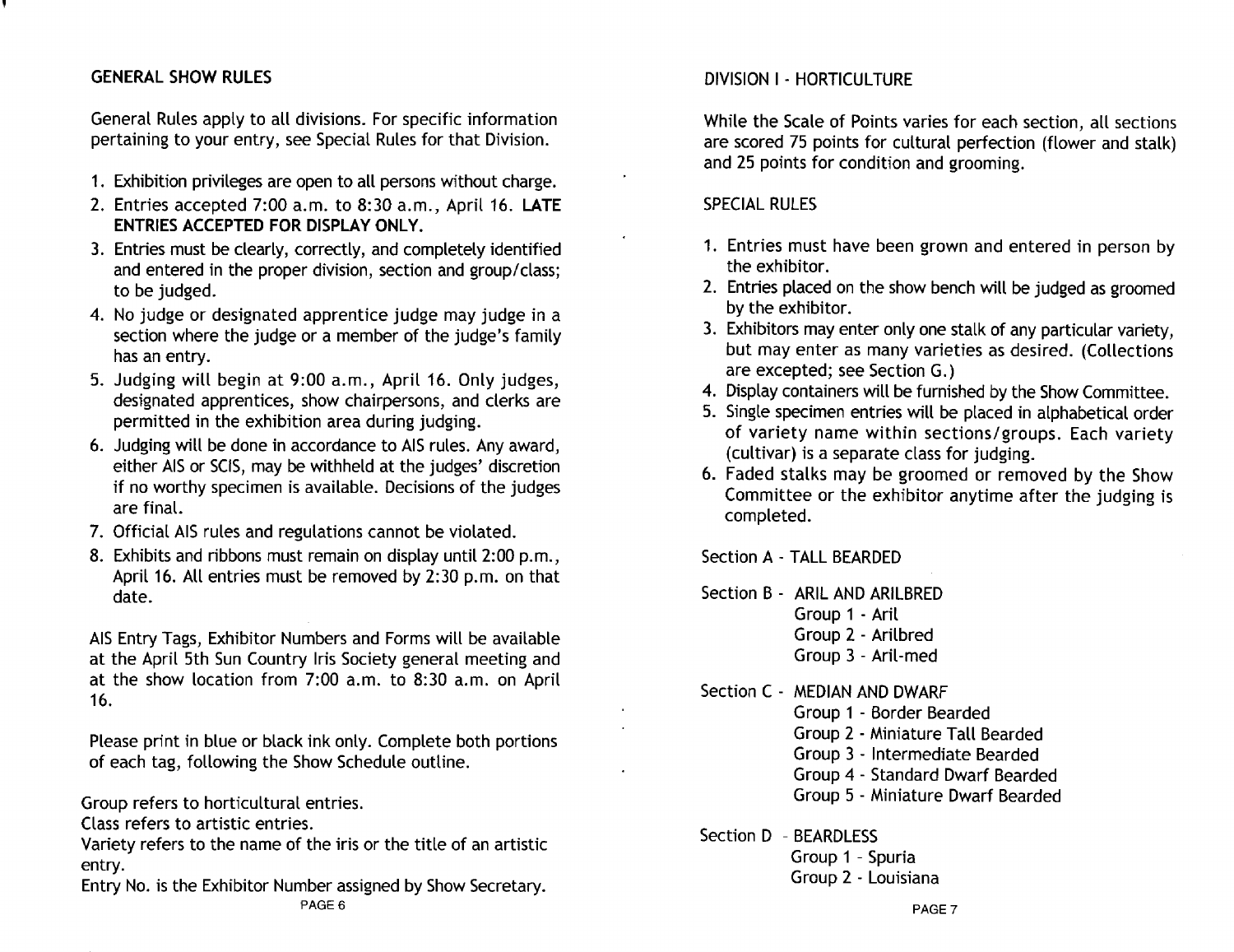## GENERAL SHOW RULES

General Rules apply to all divisions. For specific information pertaining to your entry, see Special Rules for that Division.

1. Exhibition privileges are open to all persons without charge.
2. Entries accepted 7:00 a.m. to 8:30 a.m., April 16. **LATE ENTRIES ACCEPTED FOR DISPLAY ONLY.**
3. Entries must be clearly, correctly, and completely identified and entered in the proper division, section and group/class; to be judged.
4. No judge or designated apprentice judge may judge in a section where the judge or a member of the judge's family has an entry.
5. Judging will begin at 9:00 a.m., April 16. Only judges, designated apprentices, show chairpersons, and clerks are permitted in the exhibition area during judging.
6. Judging will be done in accordance to AIS rules. Any award, either AIS or SCIS, may be withheld at the judges' discretion if no worthy specimen is available. Decisions of the judges are final.
7. Official AIS rules and regulations cannot be violated.
8. Exhibits and ribbons must remain on display until 2:00 p.m., April 16. All entries must be removed by 2:30 p.m. on that date.

AIS Entry Tags, Exhibitor Numbers and Forms will be available at the April 5th Sun Country Iris Society general meeting and at the show location from 7:00 a.m. to 8:30 a.m. on April 16.

Please print in blue or black ink only. Complete both portions of each tag, following the Show Schedule outline.

Group refers to horticultural entries.
Class refers to artistic entries.
Variety refers to the name of the iris or the title of an artistic entry.
Entry No. is the Exhibitor Number assigned by Show Secretary.

## DIVISION I - HORTICULTURE

While the Scale of Points varies for each section, all sections are scored 75 points for cultural perfection (flower and stalk) and 25 points for condition and grooming.

### SPECIAL RULES

1. Entries must have been grown and entered in person by the exhibitor.
2. Entries placed on the show bench will be judged as groomed by the exhibitor.
3. Exhibitors may enter only one stalk of any particular variety, but may enter as many varieties as desired. (Collections are excepted; see Section G.)
4. Display containers will be furnished by the Show Committee.
5. Single specimen entries will be placed in alphabetical order of variety name within sections/groups. Each variety (cultivar) is a separate class for judging.
6. Faded stalks may be groomed or removed by the Show Committee or the exhibitor anytime after the judging is completed.

Section A - TALL BEARDED

Section B - ARIL AND ARILBRED
- Group 1 - Aril
- Group 2 - Arilbred
- Group 3 - Aril-med

Section C - MEDIAN AND DWARF
- Group 1 - Border Bearded
- Group 2 - Miniature Tall Bearded
- Group 3 - Intermediate Bearded
- Group 4 - Standard Dwarf Bearded
- Group 5 - Miniature Dwarf Bearded

Section D - BEARDLESS
- Group 1 - Spuria
- Group 2 - Louisiana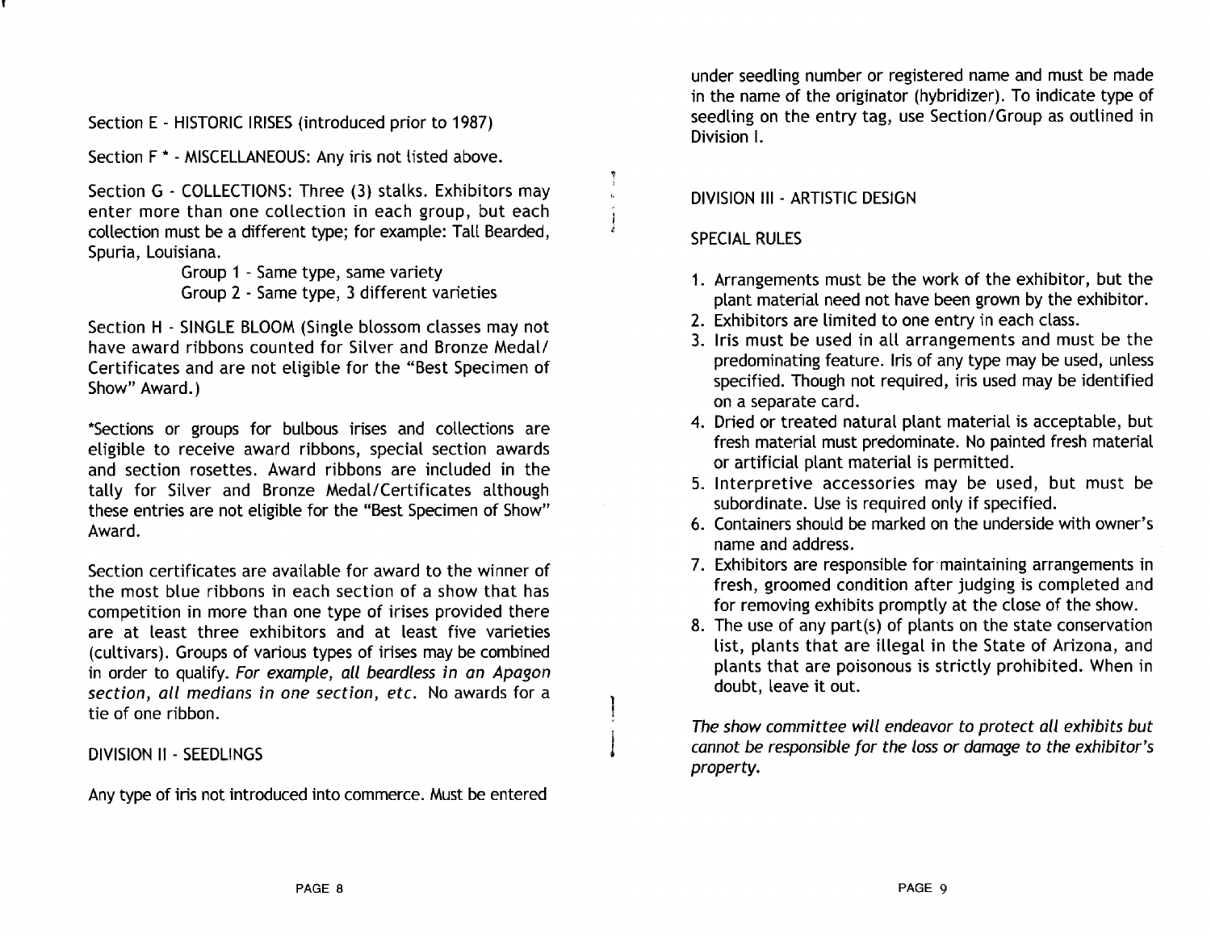Section E - HISTORIC IRISES (introduced prior to 1987)

Section F * - MISCELLANEOUS: Any iris not listed above.

Section G - COLLECTIONS: Three (3) stalks. Exhibitors may enter more than one collection in each group, but each collection must be a different type; for example: Tall Bearded, Spuria, Louisiana.

Group 1 - Same type, same variety
Group 2 - Same type, 3 different varieties

Section H - SINGLE BLOOM (Single blossom classes may not have award ribbons counted for Silver and Bronze Medal/ Certificates and are not eligible for the "Best Specimen of Show" Award.)

*Sections or groups for bulbous irises and collections are eligible to receive award ribbons, special section awards and section rosettes. Award ribbons are included in the tally for Silver and Bronze Medal/Certificates although these entries are not eligible for the "Best Specimen of Show" Award.

Section certificates are available for award to the winner of the most blue ribbons in each section of a show that has competition in more than one type of irises provided there are at least three exhibitors and at least five varieties (cultivars). Groups of various types of irises may be combined in order to qualify. *For example, all beardless in an Apagon section, all medians in one section, etc.* No awards for a tie of one ribbon.

## DIVISION II - SEEDLINGS

Any type of iris not introduced into commerce. Must be entered under seedling number or registered name and must be made in the name of the originator (hybridizer). To indicate type of seedling on the entry tag, use Section/Group as outlined in Division I.

## DIVISION III - ARTISTIC DESIGN

### SPECIAL RULES

1. Arrangements must be the work of the exhibitor, but the plant material need not have been grown by the exhibitor.
2. Exhibitors are limited to one entry in each class.
3. Iris must be used in all arrangements and must be the predominating feature. Iris of any type may be used, unless specified. Though not required, iris used may be identified on a separate card.
4. Dried or treated natural plant material is acceptable, but fresh material must predominate. No painted fresh material or artificial plant material is permitted.
5. Interpretive accessories may be used, but must be subordinate. Use is required only if specified.
6. Containers should be marked on the underside with owner's name and address.
7. Exhibitors are responsible for maintaining arrangements in fresh, groomed condition after judging is completed and for removing exhibits promptly at the close of the show.
8. The use of any part(s) of plants on the state conservation list, plants that are illegal in the State of Arizona, and plants that are poisonous is strictly prohibited. When in doubt, leave it out.

*The show committee will endeavor to protect all exhibits but cannot be responsible for the loss or damage to the exhibitor's property.*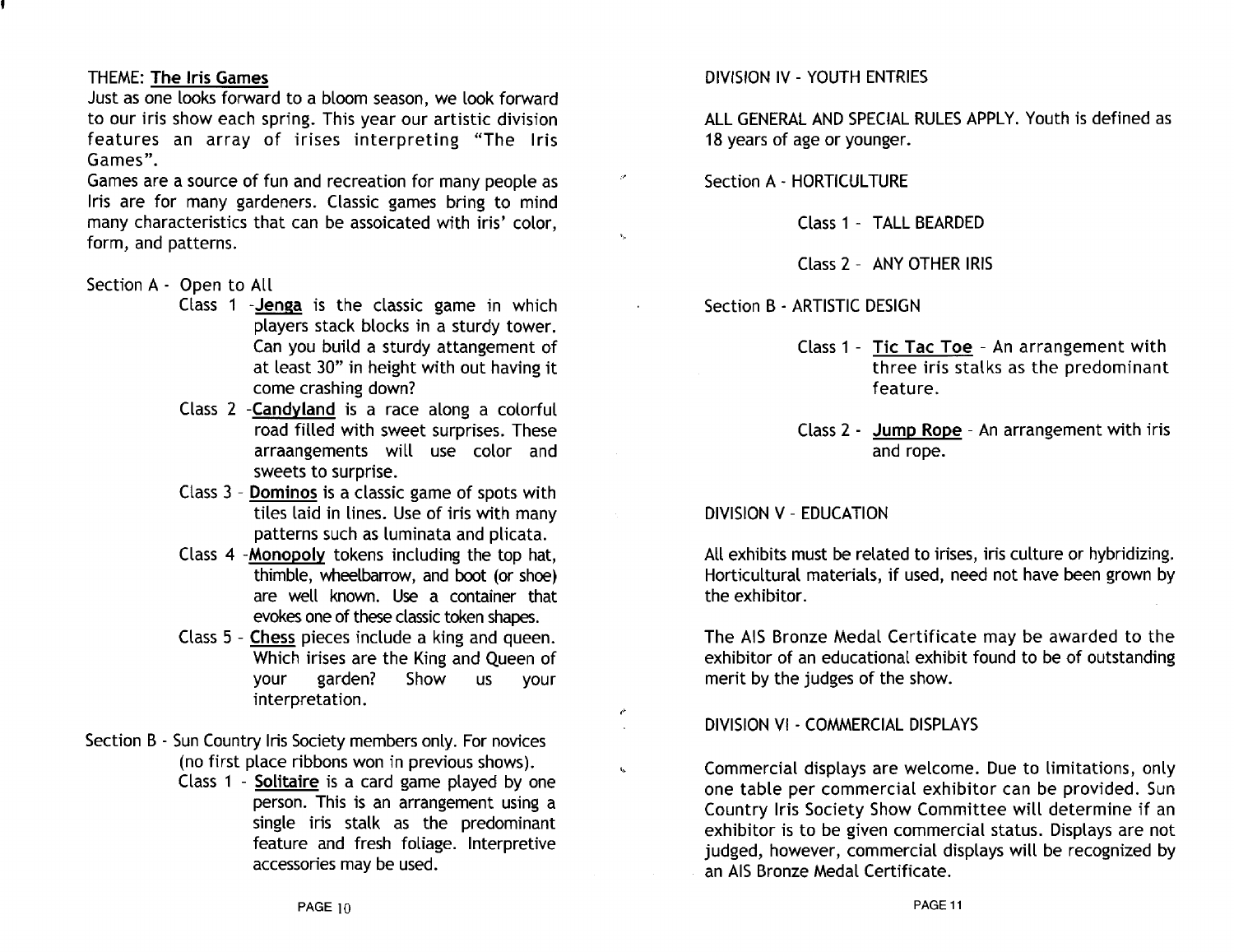THEME: **The Iris Games**

Just as one looks forward to a bloom season, we look forward to our iris show each spring. This year our artistic division features an array of irises interpreting "The Iris Games".

Games are a source of fun and recreation for many people as Iris are for many gardeners. Classic games bring to mind many characteristics that can be assoicated with iris' color, form, and patterns.

Section A - Open to All

- Class 1 - **Jenga** is the classic game in which players stack blocks in a sturdy tower. Can you build a sturdy attangement of at least 30" in height with out having it come crashing down?
- Class 2 - **Candyland** is a race along a colorful road filled with sweet surprises. These arraangements will use color and sweets to surprise.
- Class 3 - **Dominos** is a classic game of spots with tiles laid in lines. Use of iris with many patterns such as luminata and plicata.
- Class 4 - **Monopoly** tokens including the top hat, thimble, wheelbarrow, and boot (or shoe) are well known. Use a container that evokes one of these classic token shapes.
- Class 5 - **Chess** pieces include a king and queen. Which irises are the King and Queen of your garden? Show us your interpretation.

Section B - Sun Country Iris Society members only. For novices (no first place ribbons won in previous shows).

- Class 1 - **Solitaire** is a card game played by one person. This is an arrangement using a single iris stalk as the predominant feature and fresh foliage. Interpretive accessories may be used.

## DIVISION IV - YOUTH ENTRIES

ALL GENERAL AND SPECIAL RULES APPLY. Youth is defined as 18 years of age or younger.

Section A - HORTICULTURE

- Class 1 - TALL BEARDED
- Class 2 - ANY OTHER IRIS

Section B - ARTISTIC DESIGN

- Class 1 - **Tic Tac Toe** - An arrangement with three iris stalks as the predominant feature.
- Class 2 - **Jump Rope** - An arrangement with iris and rope.

## DIVISION V - EDUCATION

All exhibits must be related to irises, iris culture or hybridizing. Horticultural materials, if used, need not have been grown by the exhibitor.

The AIS Bronze Medal Certificate may be awarded to the exhibitor of an educational exhibit found to be of outstanding merit by the judges of the show.

## DIVISION VI - COMMERCIAL DISPLAYS

Commercial displays are welcome. Due to limitations, only one table per commercial exhibitor can be provided. Sun Country Iris Society Show Committee will determine if an exhibitor is to be given commercial status. Displays are not judged, however, commercial displays will be recognized by an AIS Bronze Medal Certificate.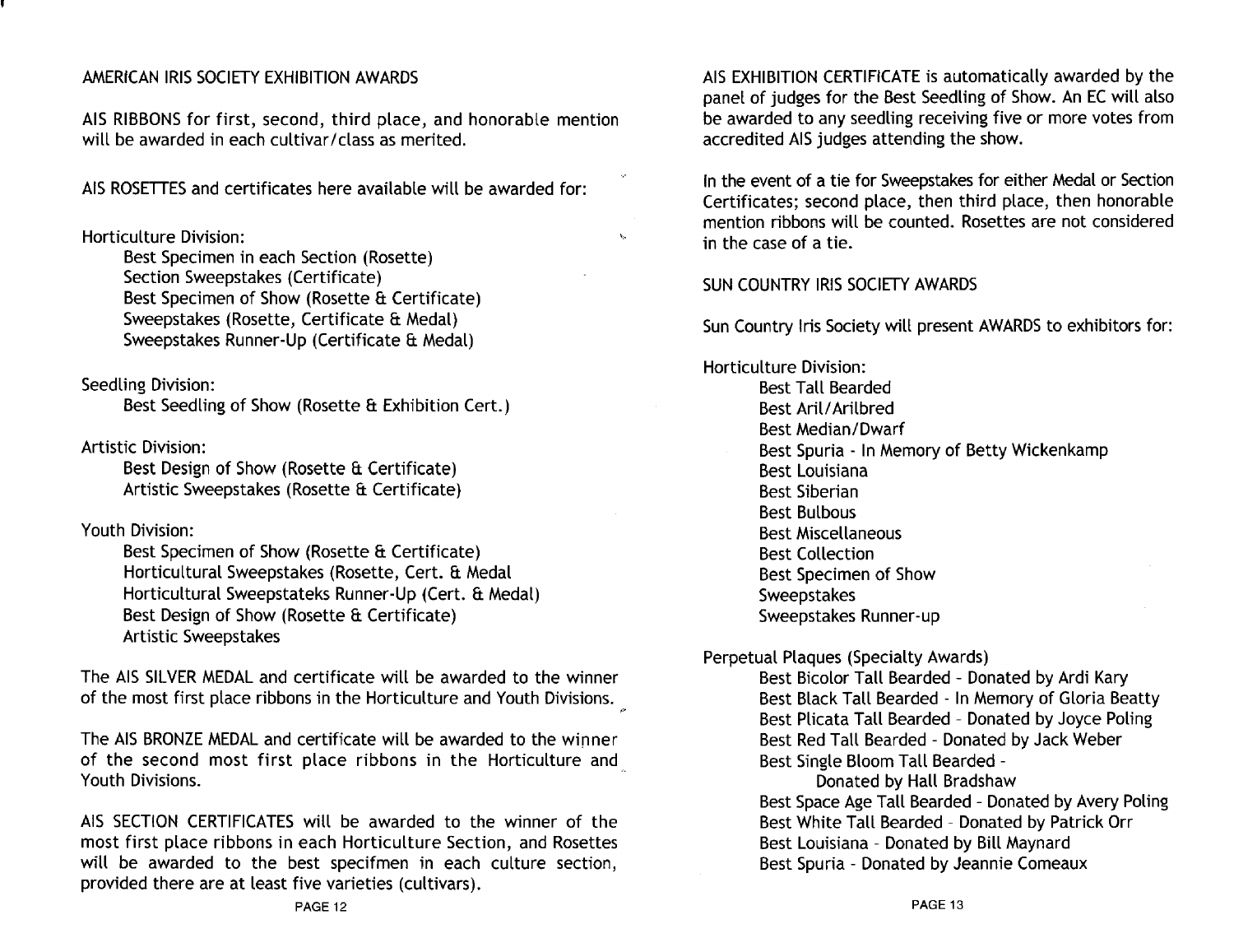## AMERICAN IRIS SOCIETY EXHIBITION AWARDS

AIS RIBBONS for first, second, third place, and honorable mention will be awarded in each cultivar/class as merited.

AIS ROSETTES and certificates here available will be awarded for:

Horticulture Division:

- Best Specimen in each Section (Rosette)
- Section Sweepstakes (Certificate)
- Best Specimen of Show (Rosette & Certificate)
- Sweepstakes (Rosette, Certificate & Medal)
- Sweepstakes Runner-Up (Certificate & Medal)

Seedling Division:

- Best Seedling of Show (Rosette & Exhibition Cert.)

Artistic Division:

- Best Design of Show (Rosette & Certificate)
- Artistic Sweepstakes (Rosette & Certificate)

Youth Division:

- Best Specimen of Show (Rosette & Certificate)
- Horticultural Sweepstakes (Rosette, Cert. & Medal
- Horticultural Sweepstateks Runner-Up (Cert. & Medal)
- Best Design of Show (Rosette & Certificate)
- Artistic Sweepstakes

The AIS SILVER MEDAL and certificate will be awarded to the winner of the most first place ribbons in the Horticulture and Youth Divisions.

The AIS BRONZE MEDAL and certificate will be awarded to the winner of the second most first place ribbons in the Horticulture and Youth Divisions.

AIS SECTION CERTIFICATES will be awarded to the winner of the most first place ribbons in each Horticulture Section, and Rosettes will be awarded to the best specifmen in each culture section, provided there are at least five varieties (cultivars).

AIS EXHIBITION CERTIFICATE is automatically awarded by the panel of judges for the Best Seedling of Show. An EC will also be awarded to any seedling receiving five or more votes from accredited AIS judges attending the show.

In the event of a tie for Sweepstakes for either Medal or Section Certificates; second place, then third place, then honorable mention ribbons will be counted. Rosettes are not considered in the case of a tie.

## SUN COUNTRY IRIS SOCIETY AWARDS

Sun Country Iris Society will present AWARDS to exhibitors for:

Horticulture Division:

- Best Tall Bearded
- Best Aril/Arilbred
- Best Median/Dwarf
- Best Spuria - In Memory of Betty Wickenkamp
- Best Louisiana
- Best Siberian
- Best Bulbous
- Best Miscellaneous
- Best Collection
- Best Specimen of Show
- Sweepstakes
- Sweepstakes Runner-up

Perpetual Plaques (Specialty Awards)

- Best Bicolor Tall Bearded - Donated by Ardi Kary
- Best Black Tall Bearded - In Memory of Gloria Beatty
- Best Plicata Tall Bearded - Donated by Joyce Poling
- Best Red Tall Bearded - Donated by Jack Weber
- Best Single Bloom Tall Bearded - Donated by Hall Bradshaw
- Best Space Age Tall Bearded - Donated by Avery Poling
- Best White Tall Bearded - Donated by Patrick Orr
- Best Louisiana - Donated by Bill Maynard
- Best Spuria - Donated by Jeannie Comeaux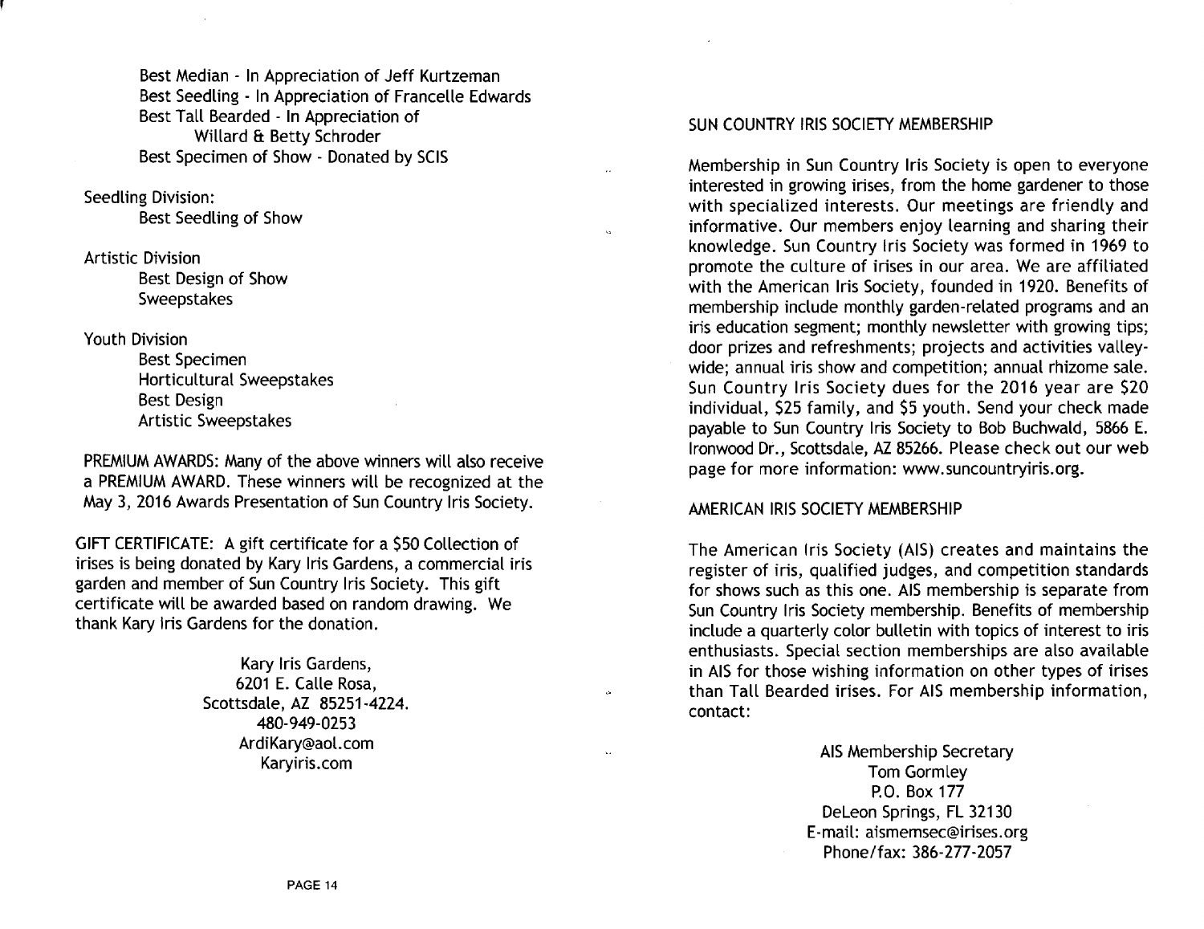Best Median - In Appreciation of Jeff Kurtzeman
Best Seedling - In Appreciation of Francelle Edwards
Best Tall Bearded - In Appreciation of Willard & Betty Schroder
Best Specimen of Show - Donated by SCIS

Seedling Division:
- Best Seedling of Show

Artistic Division
- Best Design of Show
- Sweepstakes

Youth Division
- Best Specimen
- Horticultural Sweepstakes
- Best Design
- Artistic Sweepstakes

PREMIUM AWARDS: Many of the above winners will also receive a PREMIUM AWARD. These winners will be recognized at the May 3, 2016 Awards Presentation of Sun Country Iris Society.

GIFT CERTIFICATE: A gift certificate for a $50 Collection of irises is being donated by Kary Iris Gardens, a commercial iris garden and member of Sun Country Iris Society. This gift certificate will be awarded based on random drawing. We thank Kary Iris Gardens for the donation.

Kary Iris Gardens,
6201 E. Calle Rosa,
Scottsdale, AZ 85251-4224.
480-949-0253
ArdiKary@aol.com
Karyiris.com

## SUN COUNTRY IRIS SOCIETY MEMBERSHIP

Membership in Sun Country Iris Society is open to everyone interested in growing irises, from the home gardener to those with specialized interests. Our meetings are friendly and informative. Our members enjoy learning and sharing their knowledge. Sun Country Iris Society was formed in 1969 to promote the culture of irises in our area. We are affiliated with the American Iris Society, founded in 1920. Benefits of membership include monthly garden-related programs and an iris education segment; monthly newsletter with growing tips; door prizes and refreshments; projects and activities valley-wide; annual iris show and competition; annual rhizome sale. Sun Country Iris Society dues for the 2016 year are $20 individual, $25 family, and $5 youth. Send your check made payable to Sun Country Iris Society to Bob Buchwald, 5866 E. Ironwood Dr., Scottsdale, AZ 85266. Please check out our web page for more information: www.suncountryiris.org.

## AMERICAN IRIS SOCIETY MEMBERSHIP

The American Iris Society (AIS) creates and maintains the register of iris, qualified judges, and competition standards for shows such as this one. AIS membership is separate from Sun Country Iris Society membership. Benefits of membership include a quarterly color bulletin with topics of interest to iris enthusiasts. Special section memberships are also available in AIS for those wishing information on other types of irises than Tall Bearded irises. For AIS membership information, contact:

AIS Membership Secretary
Tom Gormley
P.O. Box 177
DeLeon Springs, FL 32130
E-mail: aismemsec@irises.org
Phone/fax: 386-277-2057